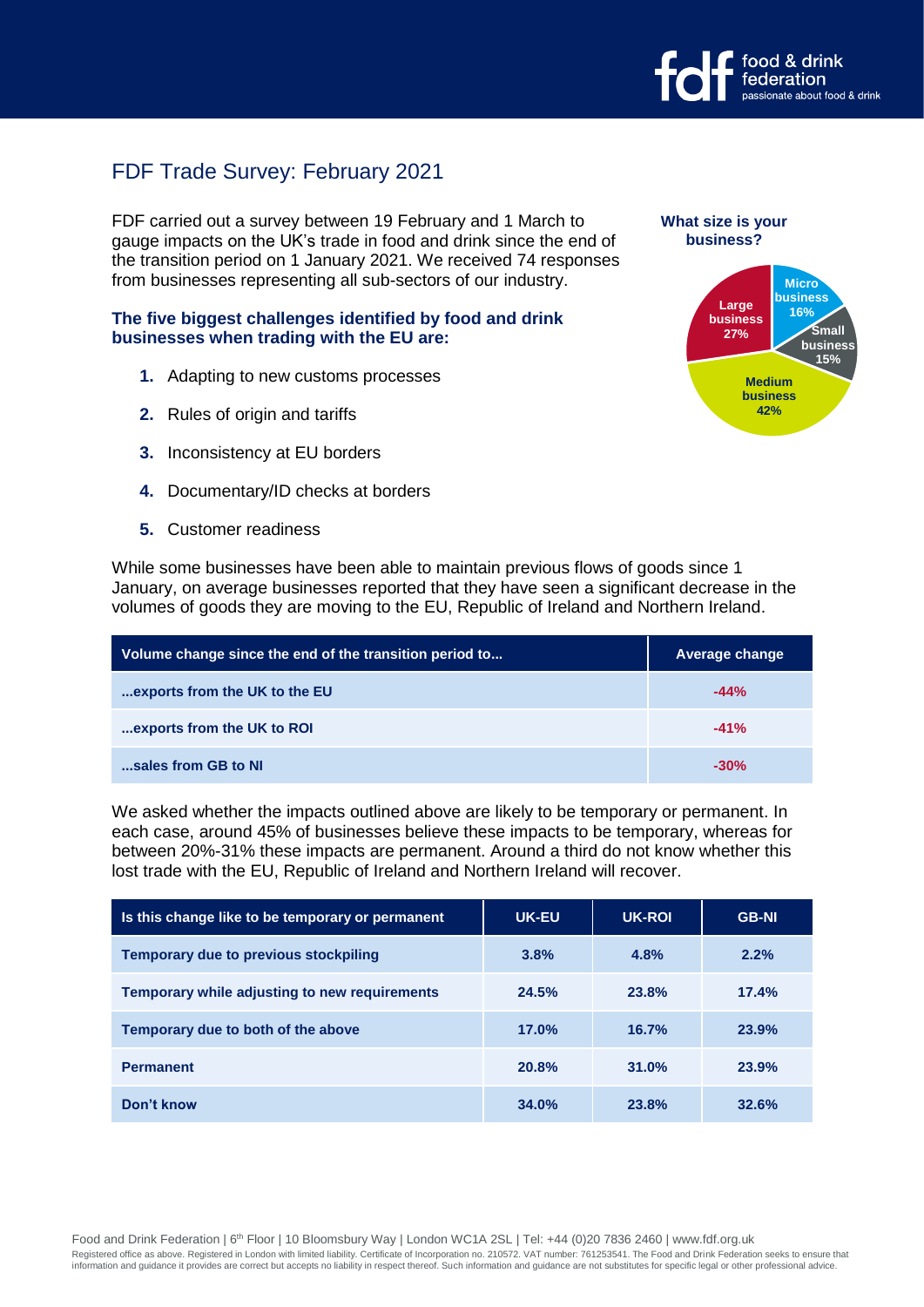# FDF Trade Survey: February 2021

FDF carried out a survey between 19 February and 1 March to gauge impacts on the UK's trade in food and drink since the end of the transition period on 1 January 2021. We received 74 responses from businesses representing all sub-sectors of our industry.

**What size is your business?**

- Micro business 16%
- Small business 15%
- Medium business 42%
- Large business 27%

### The five biggest challenges identified by food and drink businesses when trading with the EU are:

1. Adapting to new customs processes
2. Rules of origin and tariffs
3. Inconsistency at EU borders
4. Documentary/ID checks at borders
5. Customer readiness

While some businesses have been able to maintain previous flows of goods since 1 January, on average businesses reported that they have seen a significant decrease in the volumes of goods they are moving to the EU, Republic of Ireland and Northern Ireland.

| Volume change since the end of the transition period to... | Average change |
|---|---|
| ...exports from the UK to the EU | -44% |
| ...exports from the UK to ROI | -41% |
| ...sales from GB to NI | -30% |

We asked whether the impacts outlined above are likely to be temporary or permanent. In each case, around 45% of businesses believe these impacts to be temporary, whereas for between 20%-31% these impacts are permanent. Around a third do not know whether this lost trade with the EU, Republic of Ireland and Northern Ireland will recover.

| Is this change like to be temporary or permanent | UK-EU | UK-ROI | GB-NI |
|---|---|---|---|
| Temporary due to previous stockpiling | 3.8% | 4.8% | 2.2% |
| Temporary while adjusting to new requirements | 24.5% | 23.8% | 17.4% |
| Temporary due to both of the above | 17.0% | 16.7% | 23.9% |
| Permanent | 20.8% | 31.0% | 23.9% |
| Don't know | 34.0% | 23.8% | 32.6% |

Food and Drink Federation | 6th Floor | 10 Bloomsbury Way | London WC1A 2SL | Tel: +44 (0)20 7836 2460 | www.fdf.org.uk
Registered office as above. Registered in London with limited liability. Certificate of Incorporation no. 210572. VAT number: 761253541. The Food and Drink Federation seeks to ensure that information and guidance it provides are correct but accepts no liability in respect thereof. Such information and guidance are not substitutes for specific legal or other professional advice.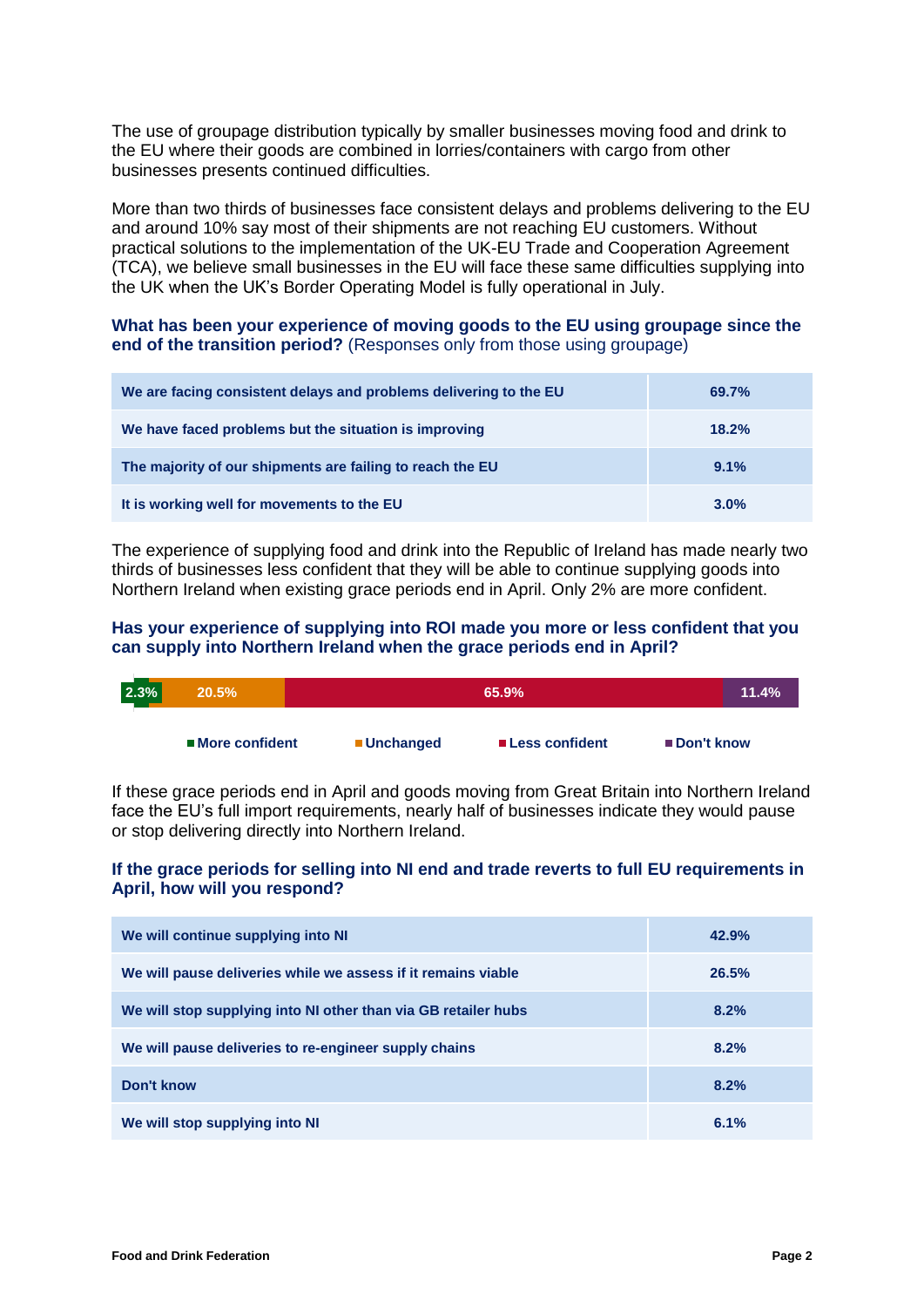The use of groupage distribution typically by smaller businesses moving food and drink to the EU where their goods are combined in lorries/containers with cargo from other businesses presents continued difficulties.

More than two thirds of businesses face consistent delays and problems delivering to the EU and around 10% say most of their shipments are not reaching EU customers. Without practical solutions to the implementation of the UK-EU Trade and Cooperation Agreement (TCA), we believe small businesses in the EU will face these same difficulties supplying into the UK when the UK's Border Operating Model is fully operational in July.

**What has been your experience of moving goods to the EU using groupage since the end of the transition period?** (Responses only from those using groupage)

| Response | % |
|---|---|
| We are facing consistent delays and problems delivering to the EU | 69.7% |
| We have faced problems but the situation is improving | 18.2% |
| The majority of our shipments are failing to reach the EU | 9.1% |
| It is working well for movements to the EU | 3.0% |

The experience of supplying food and drink into the Republic of Ireland has made nearly two thirds of businesses less confident that they will be able to continue supplying goods into Northern Ireland when existing grace periods end in April. Only 2% are more confident.

**Has your experience of supplying into ROI made you more or less confident that you can supply into Northern Ireland when the grace periods end in April?**

| More confident | Unchanged | Less confident | Don't know |
|---|---|---|---|
| 2.3% | 20.5% | 65.9% | 11.4% |

If these grace periods end in April and goods moving from Great Britain into Northern Ireland face the EU's full import requirements, nearly half of businesses indicate they would pause or stop delivering directly into Northern Ireland.

**If the grace periods for selling into NI end and trade reverts to full EU requirements in April, how will you respond?**

| Response | % |
|---|---|
| We will continue supplying into NI | 42.9% |
| We will pause deliveries while we assess if it remains viable | 26.5% |
| We will stop supplying into NI other than via GB retailer hubs | 8.2% |
| We will pause deliveries to re-engineer supply chains | 8.2% |
| Don't know | 8.2% |
| We will stop supplying into NI | 6.1% |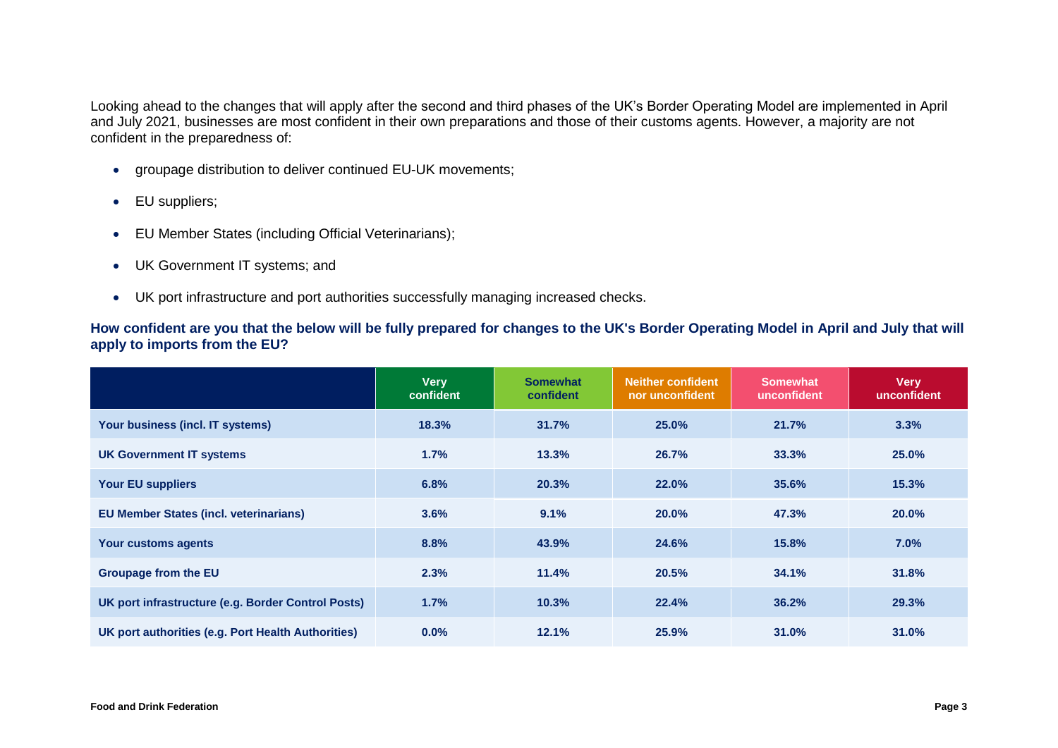Looking ahead to the changes that will apply after the second and third phases of the UK's Border Operating Model are implemented in April and July 2021, businesses are most confident in their own preparations and those of their customs agents. However, a majority are not confident in the preparedness of:

- groupage distribution to deliver continued EU-UK movements;
- EU suppliers;
- EU Member States (including Official Veterinarians);
- UK Government IT systems; and
- UK port infrastructure and port authorities successfully managing increased checks.

**How confident are you that the below will be fully prepared for changes to the UK's Border Operating Model in April and July that will apply to imports from the EU?**

| | Very confident | Somewhat confident | Neither confident nor unconfident | Somewhat unconfident | Very unconfident |
|---|---|---|---|---|---|
| **Your business (incl. IT systems)** | 18.3% | 31.7% | 25.0% | 21.7% | 3.3% |
| **UK Government IT systems** | 1.7% | 13.3% | 26.7% | 33.3% | 25.0% |
| **Your EU suppliers** | 6.8% | 20.3% | 22.0% | 35.6% | 15.3% |
| **EU Member States (incl. veterinarians)** | 3.6% | 9.1% | 20.0% | 47.3% | 20.0% |
| **Your customs agents** | 8.8% | 43.9% | 24.6% | 15.8% | 7.0% |
| **Groupage from the EU** | 2.3% | 11.4% | 20.5% | 34.1% | 31.8% |
| **UK port infrastructure (e.g. Border Control Posts)** | 1.7% | 10.3% | 22.4% | 36.2% | 29.3% |
| **UK port authorities (e.g. Port Health Authorities)** | 0.0% | 12.1% | 25.9% | 31.0% | 31.0% |